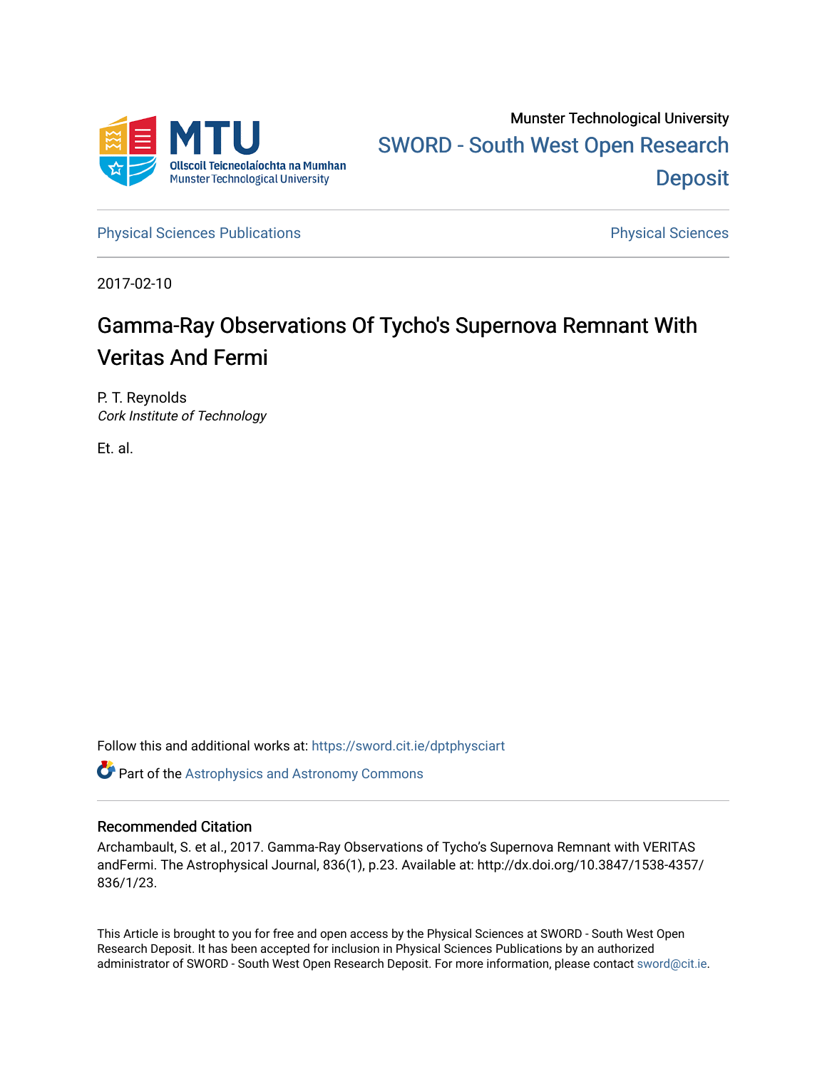Munster Technological University

SWORD - South West Open Research Deposit

Physical Sciences Publications | Physical Sciences

2017-02-10

# Gamma-Ray Observations Of Tycho's Supernova Remnant With Veritas And Fermi

P. T. Reynolds
*Cork Institute of Technology*

Et. al.

Follow this and additional works at: https://sword.cit.ie/dptphysciart

Part of the Astrophysics and Astronomy Commons

## Recommended Citation

Archambault, S. et al., 2017. Gamma-Ray Observations of Tycho's Supernova Remnant with VERITAS andFermi. The Astrophysical Journal, 836(1), p.23. Available at: http://dx.doi.org/10.3847/1538-4357/836/1/23.

This Article is brought to you for free and open access by the Physical Sciences at SWORD - South West Open Research Deposit. It has been accepted for inclusion in Physical Sciences Publications by an authorized administrator of SWORD - South West Open Research Deposit. For more information, please contact sword@cit.ie.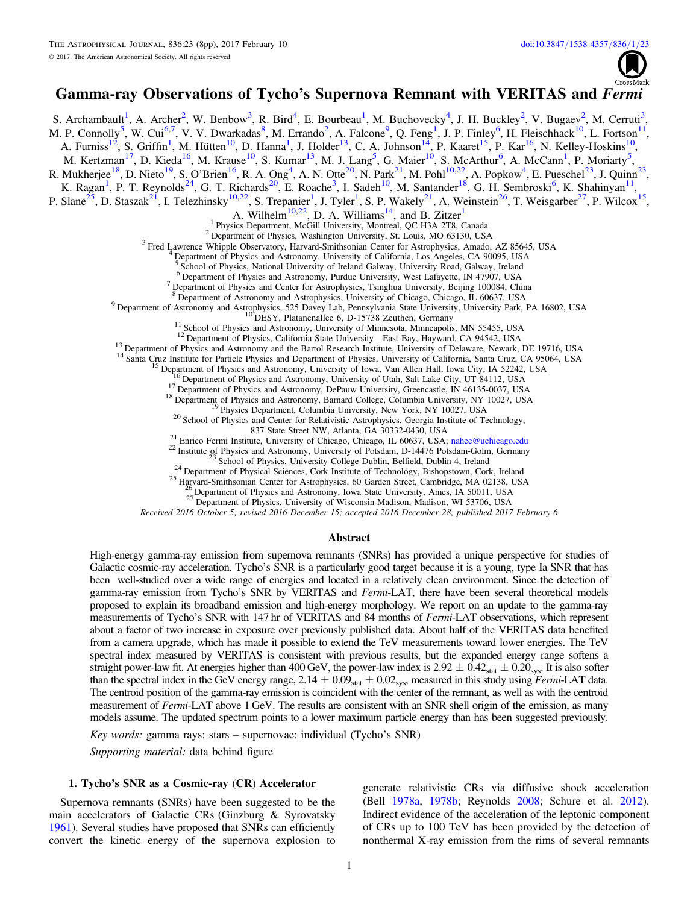# Gamma-ray Observations of Tycho's Supernova Remnant with VERITAS and *Fermi*

S. Archambault[1], A. Archer[2], W. Benbow[3], R. Bird[4], E. Bourbeau[1], M. Buchovecky[4], J. H. Buckley[2], V. Bugaev[2], M. Cerruti[3], M. P. Connolly[5], W. Cui[6,7], V. V. Dwarkadas[8], M. Errando[2], A. Falcone[9], Q. Feng[1], J. P. Finley[6], H. Fleischhack[10], L. Fortson[11], A. Furniss[12], S. Griffin[1], M. Hütten[10], D. Hanna[1], J. Holder[13], C. A. Johnson[14], P. Kaaret[15], P. Kar[16], N. Kelley-Hoskins[10], M. Kertzman[17], D. Kieda[16], M. Krause[10], S. Kumar[13], M. J. Lang[5], G. Maier[10], S. McArthur[6], A. McCann[1], P. Moriarty[5], R. Mukherjee[18], D. Nieto[19], S. O'Brien[16], R. A. Ong[4], A. N. Otte[20], N. Park[21], M. Pohl[10,22], A. Popkow[4], E. Pueschel[23], J. Quinn[23], K. Ragan[1], P. T. Reynolds[24], G. T. Richards[20], E. Roache[3], I. Sadeh[10], M. Santander[18], G. H. Sembroski[6], K. Shahinyan[11], P. Slane[25], D. Staszak[21], I. Telezhinsky[10,22], S. Trepanier[1], J. Tyler[1], S. P. Wakely[21], A. Weinstein[26], T. Weisgarber[27], P. Wilcox[15], A. Wilhelm[10,22], D. A. Williams[14], and B. Zitzer[1]

[1] Physics Department, McGill University, Montreal, QC H3A 2T8, Canada
[2] Department of Physics, Washington University, St. Louis, MO 63130, USA
[3] Fred Lawrence Whipple Observatory, Harvard-Smithsonian Center for Astrophysics, Amado, AZ 85645, USA
[4] Department of Physics and Astronomy, University of California, Los Angeles, CA 90095, USA
[5] School of Physics, National University of Ireland Galway, University Road, Galway, Ireland
[6] Department of Physics and Astronomy, Purdue University, West Lafayette, IN 47907, USA
[7] Department of Physics and Center for Astrophysics, Tsinghua University, Beijing 100084, China
[8] Department of Astronomy and Astrophysics, University of Chicago, Chicago, IL 60637, USA
[9] Department of Astronomy and Astrophysics, 525 Davey Lab, Pennsylvania State University, University Park, PA 16802, USA
[10] DESY, Platanenallee 6, D-15738 Zeuthen, Germany
[11] School of Physics and Astronomy, University of Minnesota, Minneapolis, MN 55455, USA
[12] Department of Physics, California State University—East Bay, Hayward, CA 94542, USA
[13] Department of Physics and Astronomy and the Bartol Research Institute, University of Delaware, Newark, DE 19716, USA
[14] Santa Cruz Institute for Particle Physics and Department of Physics, University of California, Santa Cruz, CA 95064, USA
[15] Department of Physics and Astronomy, University of Iowa, Van Allen Hall, Iowa City, IA 52242, USA
[16] Department of Physics and Astronomy, University of Utah, Salt Lake City, UT 84112, USA
[17] Department of Physics and Astronomy, DePauw University, Greencastle, IN 46135-0037, USA
[18] Department of Physics and Astronomy, Barnard College, Columbia University, NY 10027, USA
[19] Physics Department, Columbia University, New York, NY 10027, USA
[20] School of Physics and Center for Relativistic Astrophysics, Georgia Institute of Technology, 837 State Street NW, Atlanta, GA 30332-0430, USA
[21] Enrico Fermi Institute, University of Chicago, Chicago, IL 60637, USA; nahee@uchicago.edu
[22] Institute of Physics and Astronomy, University of Potsdam, D-14476 Potsdam-Golm, Germany
[23] School of Physics, University College Dublin, Belfield, Dublin 4, Ireland
[24] Department of Physical Sciences, Cork Institute of Technology, Bishopstown, Cork, Ireland
[25] Harvard-Smithsonian Center for Astrophysics, 60 Garden Street, Cambridge, MA 02138, USA
[26] Department of Physics and Astronomy, Iowa State University, Ames, IA 50011, USA
[27] Department of Physics, University of Wisconsin-Madison, Madison, WI 53706, USA

*Received 2016 October 5; revised 2016 December 15; accepted 2016 December 28; published 2017 February 6*

## Abstract

High-energy gamma-ray emission from supernova remnants (SNRs) has provided a unique perspective for studies of Galactic cosmic-ray acceleration. Tycho's SNR is a particularly good target because it is a young, type Ia SNR that has been well-studied over a wide range of energies and located in a relatively clean environment. Since the detection of gamma-ray emission from Tycho's SNR by VERITAS and *Fermi*-LAT, there have been several theoretical models proposed to explain its broadband emission and high-energy morphology. We report on an update to the gamma-ray measurements of Tycho's SNR with 147 hr of VERITAS and 84 months of *Fermi*-LAT observations, which represent about a factor of two increase in exposure over previously published data. About half of the VERITAS data benefited from a camera upgrade, which has made it possible to extend the TeV measurements toward lower energies. The TeV spectral index measured by VERITAS is consistent with previous results, but the expanded energy range softens a straight power-law fit. At energies higher than 400 GeV, the power-law index is $2.92 \pm 0.42_{\rm stat} \pm 0.20_{\rm sys}$. It is also softer than the spectral index in the GeV energy range, $2.14 \pm 0.09_{\rm stat} \pm 0.02_{\rm sys}$, measured in this study using *Fermi*-LAT data. The centroid position of the gamma-ray emission is coincident with the center of the remnant, as well as with the centroid measurement of *Fermi*-LAT above 1 GeV. The results are consistent with an SNR shell origin of the emission, as many models assume. The updated spectrum points to a lower maximum particle energy than has been suggested previously.

*Key words:* gamma rays: stars – supernovae: individual (Tycho's SNR)

*Supporting material:* data behind figure

## 1. Tycho's SNR as a Cosmic-ray (CR) Accelerator

Supernova remnants (SNRs) have been suggested to be the main accelerators of Galactic CRs (Ginzburg & Syrovatsky 1961). Several studies have proposed that SNRs can efficiently convert the kinetic energy of the supernova explosion to generate relativistic CRs via diffusive shock acceleration (Bell 1978a, 1978b; Reynolds 2008; Schure et al. 2012). Indirect evidence of the acceleration of the leptonic component of CRs up to 100 TeV has been provided by the detection of nonthermal X-ray emission from the rims of several remnants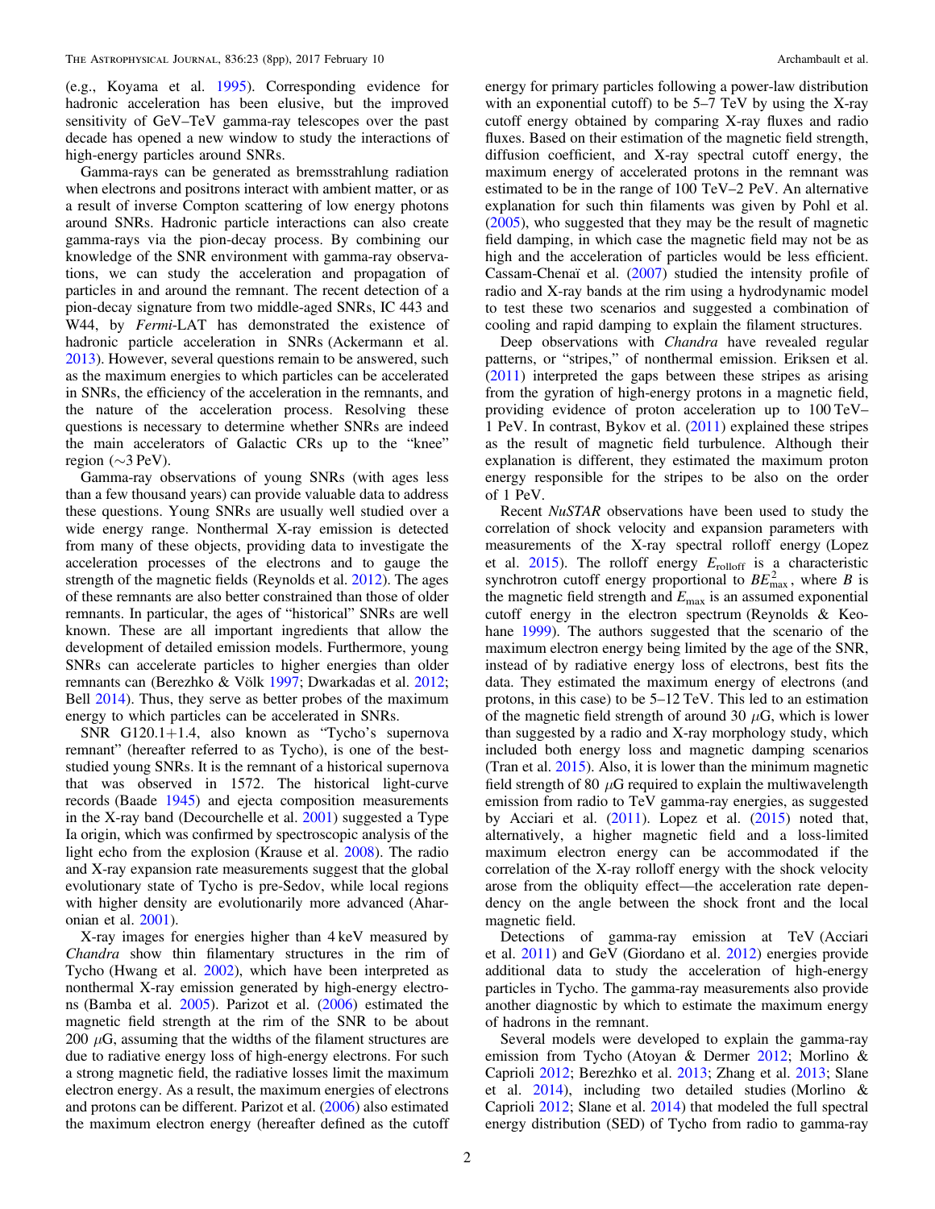(e.g., Koyama et al. 1995). Corresponding evidence for hadronic acceleration has been elusive, but the improved sensitivity of GeV–TeV gamma-ray telescopes over the past decade has opened a new window to study the interactions of high-energy particles around SNRs.

Gamma-rays can be generated as bremsstrahlung radiation when electrons and positrons interact with ambient matter, or as a result of inverse Compton scattering of low energy photons around SNRs. Hadronic particle interactions can also create gamma-rays via the pion-decay process. By combining our knowledge of the SNR environment with gamma-ray observations, we can study the acceleration and propagation of particles in and around the remnant. The recent detection of a pion-decay signature from two middle-aged SNRs, IC 443 and W44, by *Fermi*-LAT has demonstrated the existence of hadronic particle acceleration in SNRs (Ackermann et al. 2013). However, several questions remain to be answered, such as the maximum energies to which particles can be accelerated in SNRs, the efficiency of the acceleration in the remnants, and the nature of the acceleration process. Resolving these questions is necessary to determine whether SNRs are indeed the main accelerators of Galactic CRs up to the "knee" region (~3 PeV).

Gamma-ray observations of young SNRs (with ages less than a few thousand years) can provide valuable data to address these questions. Young SNRs are usually well studied over a wide energy range. Nonthermal X-ray emission is detected from many of these objects, providing data to investigate the acceleration processes of the electrons and to gauge the strength of the magnetic fields (Reynolds et al. 2012). The ages of these remnants are also better constrained than those of older remnants. In particular, the ages of "historical" SNRs are well known. These are all important ingredients that allow the development of detailed emission models. Furthermore, young SNRs can accelerate particles to higher energies than older remnants (Berezhko & Völk 1997; Dwarkadas et al. 2012; Bell 2014). Thus, they serve as better probes of the maximum energy to which particles can be accelerated in SNRs.

SNR G120.1+1.4, also known as "Tycho's supernova remnant" (hereafter referred to as Tycho), is one of the best-studied young SNRs. It is the remnant of a historical supernova that was observed in 1572. The historical light-curve records (Baade 1945) and ejecta composition measurements in the X-ray band (Decourchelle et al. 2001) suggested a Type Ia origin, which was confirmed by spectroscopic analysis of the light echo from the explosion (Krause et al. 2008). The radio and X-ray expansion rate measurements suggest that the global evolutionary state of Tycho is pre-Sedov, while local regions with higher density are evolutionarily more advanced (Aharonian et al. 2001).

X-ray images for energies higher than 4 keV measured by *Chandra* show thin filamentary structures in the rim of Tycho (Hwang et al. 2002), which have been interpreted as nonthermal X-ray emission generated by high-energy electrons (Bamba et al. 2005). Parizot et al. (2006) estimated the magnetic field strength at the rim of the SNR to be about 200 $\mu$G, assuming that the widths of the filament structures are due to radiative energy loss of high-energy electrons. For such a strong magnetic field, the radiative losses limit the maximum electron energy. As a result, the maximum energies of electrons and protons can be different. Parizot et al. (2006) also estimated the maximum electron energy (hereafter defined as the cutoff energy for primary particles following a power-law distribution with an exponential cutoff) to be 5–7 TeV by using the X-ray cutoff energy obtained by comparing X-ray fluxes and radio fluxes. Based on their estimation of the magnetic field strength, diffusion coefficient, and X-ray spectral cutoff energy, the maximum energy of accelerated protons in the remnant was estimated to be in the range of 100 TeV–2 PeV. An alternative explanation for such thin filaments was given by Pohl et al. (2005), who suggested that they may be the result of magnetic field damping, in which case the magnetic field may not be as high and the acceleration of particles would be less efficient. Cassam-Chenaï et al. (2007) studied the intensity profile of radio and X-ray bands at the rim using a hydrodynamic model to test these two scenarios and suggested a combination of cooling and rapid damping to explain the filament structures.

Deep observations with *Chandra* have revealed regular patterns, or "stripes," of nonthermal emission. Eriksen et al. (2011) interpreted the gaps between these stripes as arising from the gyration of high-energy protons in a magnetic field, providing evidence of proton acceleration up to 100 TeV–1 PeV. In contrast, Bykov et al. (2011) explained these stripes as the result of magnetic field turbulence. Although their explanation is different, they estimated the maximum proton energy responsible for the stripes to be also on the order of 1 PeV.

Recent *NuSTAR* observations have been used to study the correlation of shock velocity and expansion parameters with measurements of the X-ray spectral rolloff energy (Lopez et al. 2015). The rolloff energy $E_{\rm rolloff}$ is a characteristic synchrotron cutoff energy proportional to $BE_{\rm max}^2$, where $B$ is the magnetic field strength and $E_{\rm max}$ is an assumed exponential cutoff energy in the electron spectrum (Reynolds & Keohane 1999). The authors suggested that the scenario of the maximum electron energy being limited by the age of the SNR, instead of by radiative energy loss of electrons, best fits the data. They estimated the maximum energy of electrons (and protons, in this case) to be 5–12 TeV. This led to an estimation of the magnetic field strength of around 30 $\mu$G, which is lower than suggested by a radio and X-ray morphology study, which included both energy loss and magnetic damping scenarios (Tran et al. 2015). Also, it is lower than the minimum magnetic field strength of 80 $\mu$G required to explain the multiwavelength emission from radio to TeV gamma-ray energies, as suggested by Acciari et al. (2011). Lopez et al. (2015) noted that, alternatively, a higher magnetic field and a loss-limited maximum electron energy can be accommodated if the correlation of the X-ray rolloff energy with the shock velocity arose from the obliquity effect—the acceleration rate dependency on the angle between the shock front and the local magnetic field.

Detections of gamma-ray emission at TeV (Acciari et al. 2011) and GeV (Giordano et al. 2012) energies provide additional data to study the acceleration of high-energy particles in Tycho. The gamma-ray measurements also provide another diagnostic by which to estimate the maximum energy of hadrons in the remnant.

Several models were developed to explain the gamma-ray emission from Tycho (Atoyan & Dermer 2012; Morlino & Caprioli 2012; Berezhko et al. 2013; Zhang et al. 2013; Slane et al. 2014), including two detailed studies (Morlino & Caprioli 2012; Slane et al. 2014) that modeled the full spectral energy distribution (SED) of Tycho from radio to gamma-ray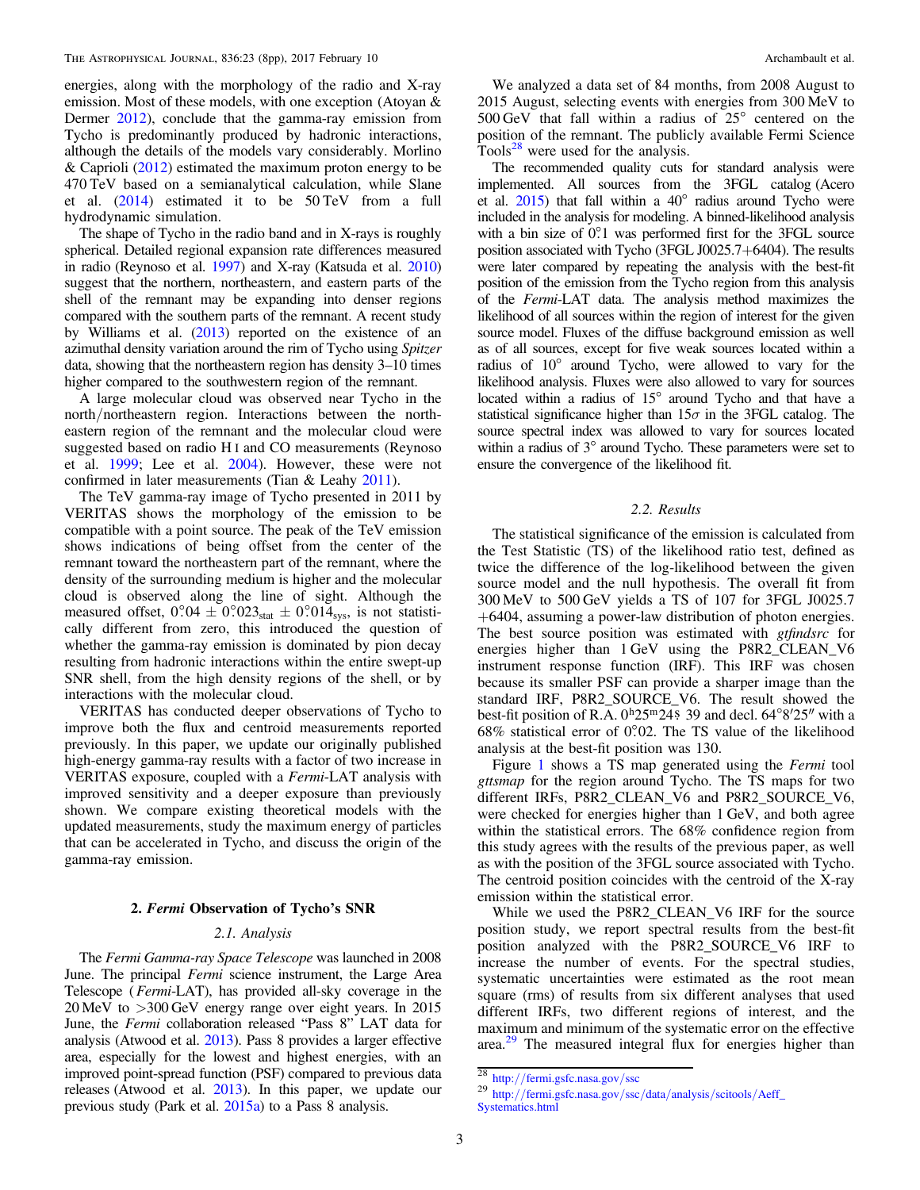energies, along with the morphology of the radio and X-ray emission. Most of these models, with one exception (Atoyan & Dermer 2012), conclude that the gamma-ray emission from Tycho is predominantly produced by hadronic interactions, although the details of the models vary considerably. Morlino & Caprioli (2012) estimated the maximum proton energy to be 470 TeV based on a semianalytical calculation, while Slane et al. (2014) estimated it to be 50 TeV from a full hydrodynamic simulation.

The shape of Tycho in the radio band and in X-rays is roughly spherical. Detailed regional expansion rate differences measured in radio (Reynoso et al. 1997) and X-ray (Katsuda et al. 2010) suggest that the northern, northeastern, and eastern parts of the shell of the remnant may be expanding into denser regions compared with the southern parts of the remnant. A recent study by Williams et al. (2013) reported on the existence of an azimuthal density variation around the rim of Tycho using *Spitzer* data, showing that the northeastern region has density 3–10 times higher compared to the southwestern region of the remnant.

A large molecular cloud was observed near Tycho in the north/northeastern region. Interactions between the northeastern region of the remnant and the molecular cloud were suggested based on radio H I and CO measurements (Reynoso et al. 1999; Lee et al. 2004). However, these were not confirmed in later measurements (Tian & Leahy 2011).

The TeV gamma-ray image of Tycho presented in 2011 by VERITAS shows the morphology of the emission to be compatible with a point source. The peak of the TeV emission shows indications of being offset from the center of the remnant toward the northeastern part of the remnant, where the density of the surrounding medium is higher and the molecular cloud is observed along the line of sight. Although the measured offset, $0.^{\circ}04 \pm 0.^{\circ}023_{\rm stat} \pm 0.^{\circ}014_{\rm sys}$, is not statistically different from zero, this introduced the question of whether the gamma-ray emission is dominated by pion decay resulting from hadronic interactions within the entire swept-up SNR shell, from the high density regions of the shell, or by interactions with the molecular cloud.

VERITAS has conducted deeper observations of Tycho to improve both the flux and centroid measurements reported previously. In this paper, we update our originally published high-energy gamma-ray results with a factor of two increase in VERITAS exposure, coupled with a *Fermi*-LAT analysis with improved sensitivity and a deeper exposure than previously shown. We compare existing theoretical models with the updated measurements, study the maximum energy of particles that can be accelerated in Tycho, and discuss the origin of the gamma-ray emission.

## 2. *Fermi* Observation of Tycho's SNR

### 2.1. Analysis

The *Fermi Gamma-ray Space Telescope* was launched in 2008 June. The principal *Fermi* science instrument, the Large Area Telescope (*Fermi*-LAT), has provided all-sky coverage in the 20 MeV to >300 GeV energy range over eight years. In 2015 June, the *Fermi* collaboration released "Pass 8" LAT data for analysis (Atwood et al. 2013). Pass 8 provides a larger effective area, especially for the lowest and highest energies, with an improved point-spread function (PSF) compared to previous data releases (Atwood et al. 2013). In this paper, we update our previous study (Park et al. 2015a) to a Pass 8 analysis.

We analyzed a data set of 84 months, from 2008 August to 2015 August, selecting events with energies from 300 MeV to 500 GeV that fall within a radius of 25° centered on the position of the remnant. The publicly available Fermi Science Tools[28] were used for the analysis.

The recommended quality cuts for standard analysis were implemented. All sources from the 3FGL catalog (Acero et al. 2015) that fall within a 40° radius around Tycho were included in the analysis for modeling. A binned-likelihood analysis with a bin size of $0.^{\circ}1$ was performed first for the 3FGL source position associated with Tycho (3FGL J0025.7+6404). The results were later compared by repeating the analysis with the best-fit position of the emission from the Tycho region from this analysis of the *Fermi*-LAT data. The analysis method maximizes the likelihood of all sources within the region of interest for the given source model. Fluxes of the diffuse background emission as well as of all sources, except for five weak sources located within a radius of 10° around Tycho, were allowed to vary for the likelihood analysis. Fluxes were also allowed to vary for sources located within a radius of 15° around Tycho and that have a statistical significance higher than $15\sigma$ in the 3FGL catalog. The source spectral index was allowed to vary for sources located within a radius of 3° around Tycho. These parameters were set to ensure the convergence of the likelihood fit.

### 2.2. Results

The statistical significance of the emission is calculated from the Test Statistic (TS) of the likelihood ratio test, defined as twice the difference of the log-likelihood between the given source model and the null hypothesis. The overall fit from 300 MeV to 500 GeV yields a TS of 107 for 3FGL J0025.7+6404, assuming a power-law distribution of photon energies. The best source position was estimated with *gtfindsrc* for energies higher than 1 GeV using the P8R2_CLEAN_V6 instrument response function (IRF). This IRF was chosen because its smaller PSF can provide a sharper image than the standard IRF, P8R2_SOURCE_V6. The result showed the best-fit position of R.A. $0^{\rm h}25^{\rm m}24^{\rm s}.39$ and decl. 64°8′25″ with a 68% statistical error of $0.^{\circ}02$. The TS value of the likelihood analysis at the best-fit position was 130.

Figure 1 shows a TS map generated using the *Fermi* tool *gttsmap* for the region around Tycho. The TS maps for two different IRFs, P8R2_CLEAN_V6 and P8R2_SOURCE_V6, were checked for energies higher than 1 GeV, and both agree within the statistical errors. The 68% confidence region from this study agrees with the results of the previous paper, as well as with the position of the 3FGL source associated with Tycho. The centroid position coincides with the centroid of the X-ray emission within the statistical error.

While we used the P8R2_CLEAN_V6 IRF for the source position study, we report spectral results from the best-fit position analyzed with the P8R2_SOURCE_V6 IRF to increase the number of events. For the spectral studies, systematic uncertainties were estimated as the root mean square (rms) of results from six different analyses that used different IRFs, two different regions of interest, and the maximum and minimum of the systematic error on the effective area.[29] The measured integral flux for energies higher than

[28] http://fermi.gsfc.nasa.gov/ssc

[29] http://fermi.gsfc.nasa.gov/ssc/data/analysis/scitools/Aeff_Systematics.html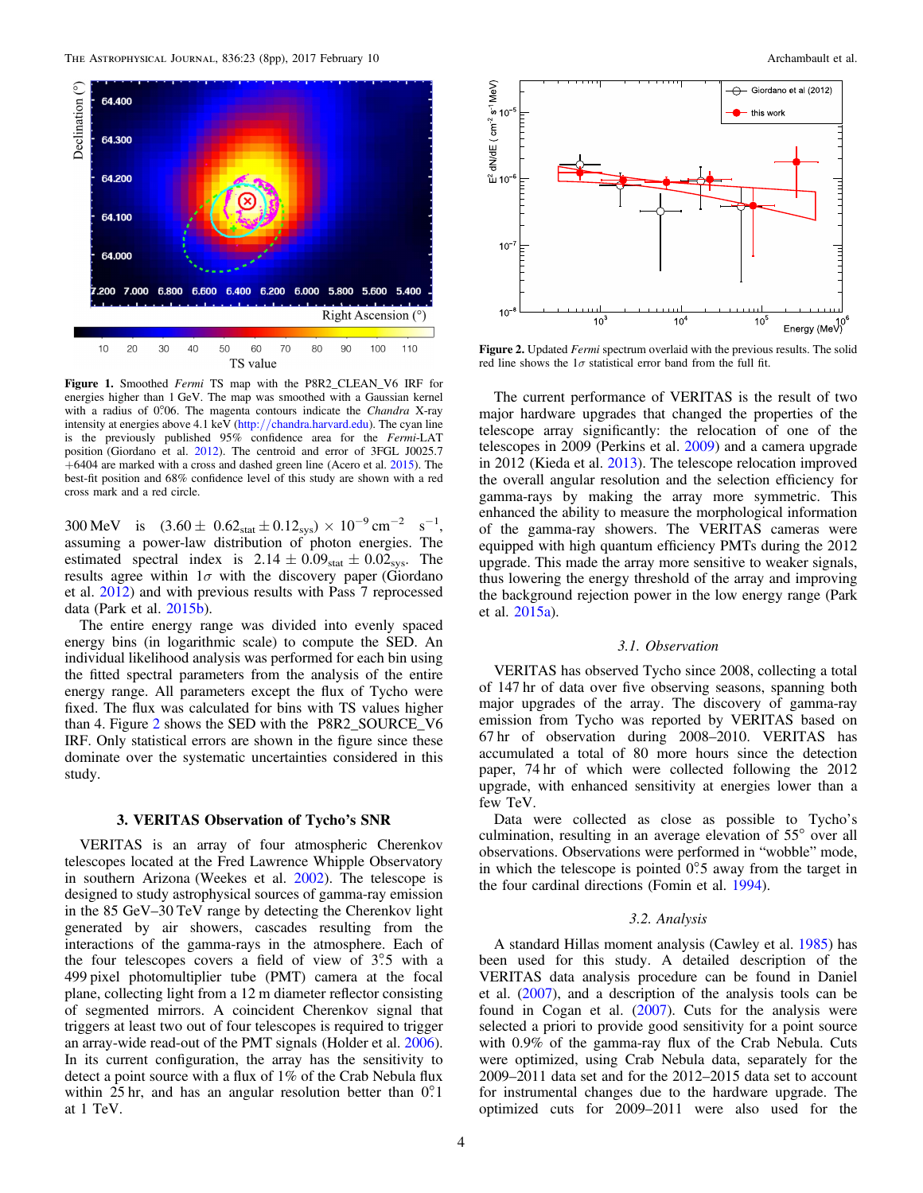**Figure 1.** Smoothed *Fermi* TS map with the P8R2_CLEAN_V6 IRF for energies higher than 1 GeV. The map was smoothed with a Gaussian kernel with a radius of 0°.06. The magenta contours indicate the *Chandra* X-ray intensity at energies above 4.1 keV (http://chandra.harvard.edu). The cyan line is the previously published 95% confidence area for the *Fermi*-LAT position (Giordano et al. 2012). The centroid and error of 3FGL J0025.7 +6404 are marked with a cross and dashed green line (Acero et al. 2015). The best-fit position and 68% confidence level of this study are shown with a red cross mark and a red circle.

300 MeV is $(3.60 \pm 0.62_{\rm stat} \pm 0.12_{\rm sys}) \times 10^{-9}\ {\rm cm^{-2}\ s^{-1}}$, assuming a power-law distribution of photon energies. The estimated spectral index is $2.14 \pm 0.09_{\rm stat} \pm 0.02_{\rm sys}$. The results agree within $1\sigma$ with the discovery paper (Giordano et al. 2012) and with previous results with Pass 7 reprocessed data (Park et al. 2015b).

The entire energy range was divided into evenly spaced energy bins (in logarithmic scale) to compute the SED. An individual likelihood analysis was performed for each bin using the fitted spectral parameters from the analysis of the entire energy range. All parameters except the flux of Tycho were fixed. The flux was calculated for bins with TS values higher than 4. Figure 2 shows the SED with the P8R2_SOURCE_V6 IRF. Only statistical errors are shown in the figure since these dominate over the systematic uncertainties considered in this study.

## 3. VERITAS Observation of Tycho's SNR

VERITAS is an array of four atmospheric Cherenkov telescopes located at the Fred Lawrence Whipple Observatory in southern Arizona (Weekes et al. 2002). The telescope is designed to study astrophysical sources of gamma-ray emission in the 85 GeV–30 TeV range by detecting the Cherenkov light generated by air showers, cascades resulting from the interactions of the gamma-rays in the atmosphere. Each of the four telescopes covers a field of view of 3°.5 with a 499 pixel photomultiplier tube (PMT) camera at the focal plane, collecting light from a 12 m diameter reflector consisting of segmented mirrors. A coincident Cherenkov signal that triggers at least two out of four telescopes is required to trigger an array-wide read-out of the PMT signals (Holder et al. 2006). In its current configuration, the array has the sensitivity to detect a point source with a flux of 1% of the Crab Nebula flux within 25 hr, and has an angular resolution better than 0°.1 at 1 TeV.

**Figure 2.** Updated *Fermi* spectrum overlaid with the previous results. The solid red line shows the $1\sigma$ statistical error band from the full fit.

The current performance of VERITAS is the result of two major hardware upgrades that changed the properties of the telescope array significantly: the relocation of one of the telescopes in 2009 (Perkins et al. 2009) and a camera upgrade in 2012 (Kieda et al. 2013). The telescope relocation improved the overall angular resolution and the selection efficiency for gamma-rays by making the array more symmetric. This enhanced the ability to measure the morphological information of the gamma-ray showers. The VERITAS cameras were equipped with high quantum efficiency PMTs during the 2012 upgrade. This made the array more sensitive to weaker signals, thus lowering the energy threshold of the array and improving the background rejection power in the low energy range (Park et al. 2015a).

### 3.1. Observation

VERITAS has observed Tycho since 2008, collecting a total of 147 hr of data over five observing seasons, spanning both major upgrades of the array. The discovery of gamma-ray emission from Tycho was reported by VERITAS based on 67 hr of observation during 2008–2010. VERITAS has accumulated a total of 80 more hours since the detection paper, 74 hr of which were collected following the 2012 upgrade, with enhanced sensitivity at energies lower than a few TeV.

Data were collected as close as possible to Tycho's culmination, resulting in an average elevation of 55° over all observations. Observations were performed in "wobble" mode, in which the telescope is pointed 0°.5 away from the target in the four cardinal directions (Fomin et al. 1994).

### 3.2. Analysis

A standard Hillas moment analysis (Cawley et al. 1985) has been used for this study. A detailed description of the VERITAS data analysis procedure can be found in Daniel et al. (2007), and a description of the analysis tools can be found in Cogan et al. (2007). Cuts for the analysis were selected a priori to provide good sensitivity for a point source with 0.9% of the gamma-ray flux of the Crab Nebula. Cuts were optimized, using Crab Nebula data, separately for the 2009–2011 data set and for the 2012–2015 data set to account for instrumental changes due to the hardware upgrade. The optimized cuts for 2009–2011 were also used for the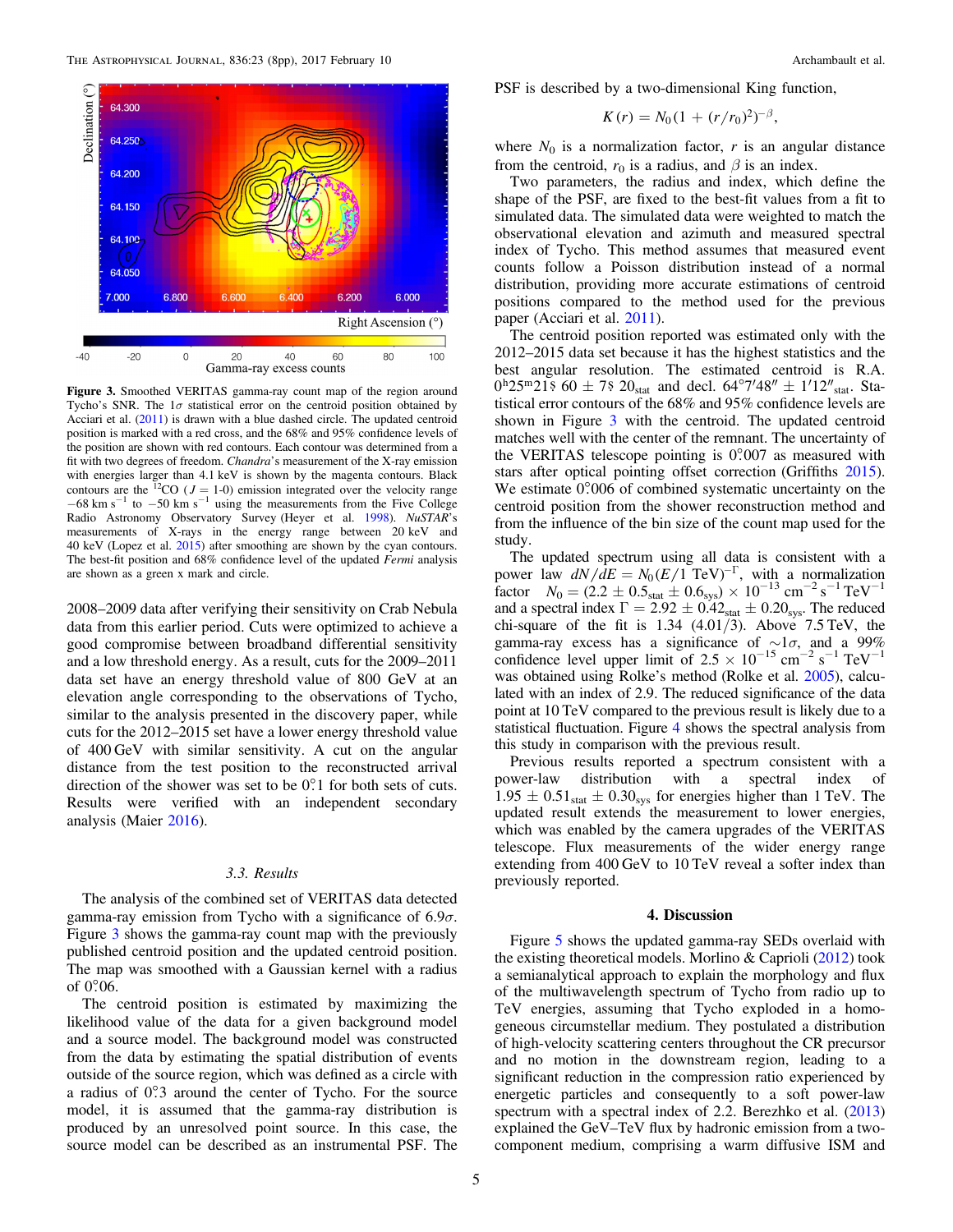**Figure 3.** Smoothed VERITAS gamma-ray count map of the region around Tycho's SNR. The 1$\sigma$ statistical error on the centroid position obtained by Acciari et al. (2011) is drawn with a blue dashed circle. The updated centroid position is marked with a red cross, and the 68% and 95% confidence levels of the position are shown with red contours. Each contour was determined from a fit with two degrees of freedom. *Chandra*'s measurement of the X-ray emission with energies larger than 4.1 keV is shown by the magenta contours. Black contours are the $^{12}$CO ($J$ = 1-0) emission integrated over the velocity range $-68$ km s$^{-1}$ to $-50$ km s$^{-1}$ using the measurements from the Five College Radio Astronomy Observatory Survey (Heyer et al. 1998). *NuSTAR*'s measurements of X-rays in the energy range between 20 keV and 40 keV (Lopez et al. 2015) after smoothing are shown by the cyan contours. The best-fit position and 68% confidence level of the updated *Fermi* analysis are shown as a green x mark and circle.

2008–2009 data after verifying their sensitivity on Crab Nebula data from this earlier period. Cuts were optimized to achieve a good compromise between broadband differential sensitivity and a low threshold energy. As a result, cuts for the 2009–2011 data set have an energy threshold value of 800 GeV at an elevation angle corresponding to the observations of Tycho, similar to the analysis presented in the discovery paper, while cuts for the 2012–2015 set have a lower energy threshold value of 400 GeV with similar sensitivity. A cut on the angular distance from the test position to the reconstructed arrival direction of the shower was set to be 0°.1 for both sets of cuts. Results were verified with an independent secondary analysis (Maier 2016).

### 3.3. Results

The analysis of the combined set of VERITAS data detected gamma-ray emission from Tycho with a significance of 6.9$\sigma$. Figure 3 shows the gamma-ray count map with the previously published centroid position and the updated centroid position. The map was smoothed with a Gaussian kernel with a radius of 0°.06.

The centroid position is estimated by maximizing the likelihood value of the data for a given background model and a source model. The background model was constructed from the data by estimating the spatial distribution of events outside of the source region, which was defined as a circle with a radius of 0°.3 around the center of Tycho. For the source model, it is assumed that the gamma-ray distribution is produced by an unresolved point source. In this case, the source model can be described as an instrumental PSF. The PSF is described by a two-dimensional King function,

$$K(r) = N_0(1 + (r/r_0)^2)^{-\beta},$$

where $N_0$ is a normalization factor, $r$ is an angular distance from the centroid, $r_0$ is a radius, and $\beta$ is an index.

Two parameters, the radius and index, which define the shape of the PSF, are fixed to the best-fit values from a fit to simulated data. The simulated data were weighted to match the observational elevation and azimuth and measured spectral index of Tycho. This method assumes that measured event counts follow a Poisson distribution instead of a normal distribution, providing more accurate estimations of centroid positions compared to the method used for the previous paper (Acciari et al. 2011).

The centroid position reported was estimated only with the 2012–2015 data set because it has the highest statistics and the best angular resolution. The estimated centroid is R.A. $0^{\mathrm{h}}25^{\mathrm{m}}21^{\mathrm{s}}.60 \pm 7^{\mathrm{s}}.20_{\mathrm{stat}}$ and decl. $64°7'48'' \pm 1'12''_{\mathrm{stat}}$. Statistical error contours of the 68% and 95% confidence levels are shown in Figure 3 with the centroid. The updated centroid matches well with the center of the remnant. The uncertainty of the VERITAS telescope pointing is 0°.007 as measured with stars after optical pointing offset correction (Griffiths 2015). We estimate 0°.006 of combined systematic uncertainty on the centroid position from the shower reconstruction method and from the influence of the bin size of the count map used for the study.

The updated spectrum using all data is consistent with a power law $dN/dE = N_0(E/1\ \mathrm{TeV})^{-\Gamma}$, with a normalization factor $N_0 = (2.2 \pm 0.5_{\mathrm{stat}} \pm 0.6_{\mathrm{sys}}) \times 10^{-13}\ \mathrm{cm}^{-2}\ \mathrm{s}^{-1}\ \mathrm{TeV}^{-1}$ and a spectral index $\Gamma = 2.92 \pm 0.42_{\mathrm{stat}} \pm 0.20_{\mathrm{sys}}$. The reduced chi-square of the fit is 1.34 (4.01/3). Above 7.5 TeV, the gamma-ray excess has a significance of $\sim 1\sigma$, and a 99% confidence level upper limit of $2.5 \times 10^{-15}\ \mathrm{cm}^{-2}\ \mathrm{s}^{-1}\ \mathrm{TeV}^{-1}$ was obtained using Rolke's method (Rolke et al. 2005), calculated with an index of 2.9. The reduced significance of the data point at 10 TeV compared to the previous result is likely due to a statistical fluctuation. Figure 4 shows the spectral analysis from this study in comparison with the previous result.

Previous results reported a spectrum consistent with a power-law distribution with a spectral index of $1.95 \pm 0.51_{\mathrm{stat}} \pm 0.30_{\mathrm{sys}}$ for energies higher than 1 TeV. The updated result extends the measurement to lower energies, which was enabled by the camera upgrades of the VERITAS telescope. Flux measurements of the wider energy range extending from 400 GeV to 10 TeV reveal a softer index than previously reported.

## 4. Discussion

Figure 5 shows the updated gamma-ray SEDs overlaid with the existing theoretical models. Morlino & Caprioli (2012) took a semianalytical approach to explain the morphology and flux of the multiwavelength spectrum of Tycho from radio up to TeV energies, assuming that Tycho exploded in a homogeneous circumstellar medium. They postulated a distribution of high-velocity scattering centers throughout the CR precursor and no motion in the downstream region, leading to a significant reduction in the compression ratio experienced by energetic particles and consequently to a soft power-law spectrum with a spectral index of 2.2. Berezhko et al. (2013) explained the GeV–TeV flux by hadronic emission from a two-component medium, comprising a warm diffusive ISM and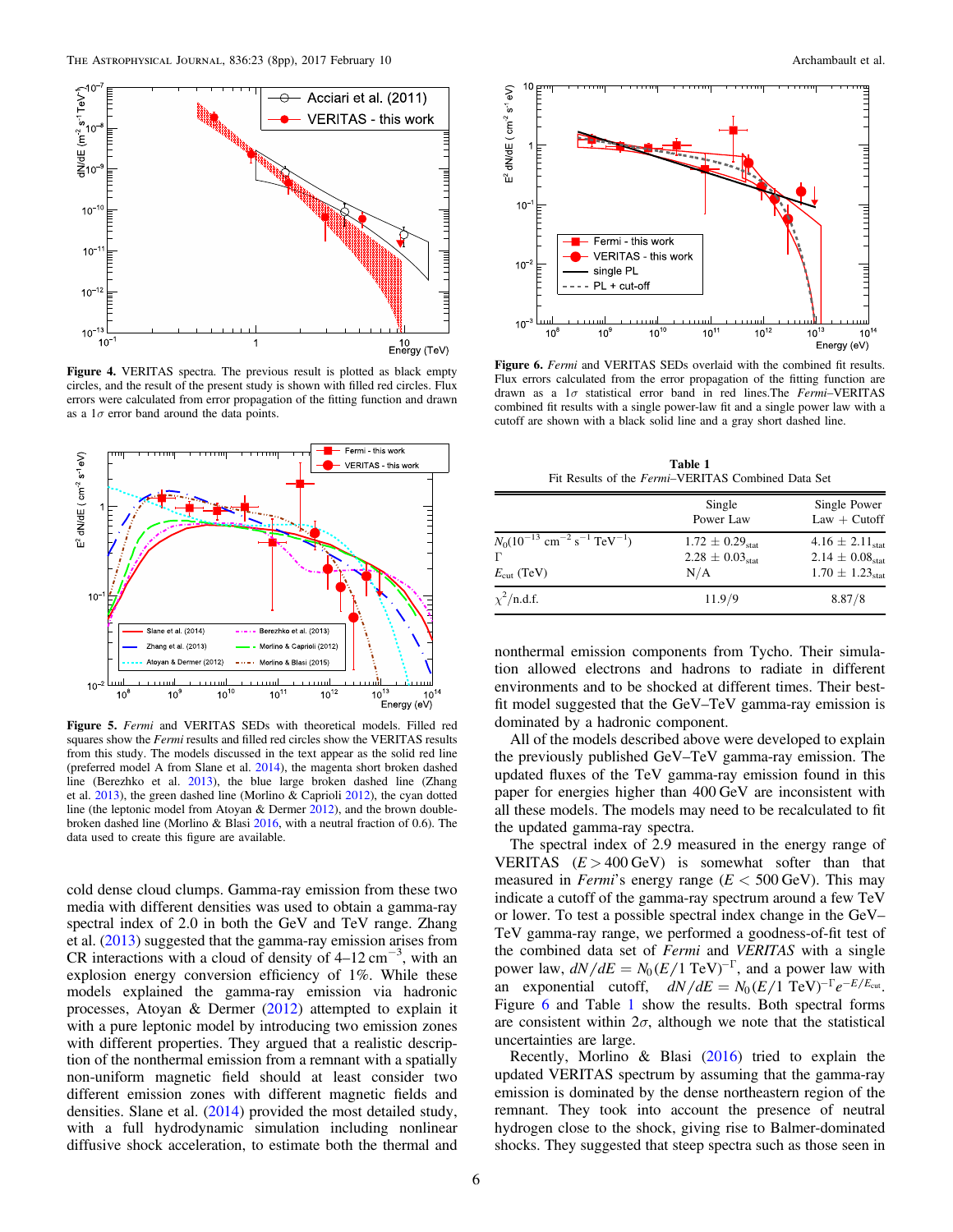**Figure 4.** VERITAS spectra. The previous result is plotted as black empty circles, and the result of the present study is shown with filled red circles. Flux errors were calculated from error propagation of the fitting function and drawn as a $1\sigma$ error band around the data points.

**Figure 5.** *Fermi* and VERITAS SEDs with theoretical models. Filled red squares show the *Fermi* results and filled red circles show the VERITAS results from this study. The models discussed in the text appear as the solid red line (preferred model A from Slane et al. 2014), the magenta short broken dashed line (Berezhko et al. 2013), the blue large broken dashed line (Zhang et al. 2013), the green dashed line (Morlino & Caprioli 2012), the cyan dotted line (the leptonic model from Atoyan & Dermer 2012), and the brown double-broken dashed line (Morlino & Blasi 2016, with a neutral fraction of 0.6). The data used to create this figure are available.

cold dense cloud clumps. Gamma-ray emission from these two media with different densities was used to obtain a gamma-ray spectral index of 2.0 in both the GeV and TeV range. Zhang et al. (2013) suggested that the gamma-ray emission arises from CR interactions with a cloud of density of 4–12 $cm^{-3}$, with an explosion energy conversion efficiency of 1%. While these models explained the gamma-ray emission via hadronic processes, Atoyan & Dermer (2012) attempted to explain it with a pure leptonic model by introducing two emission zones with different properties. They argued that a realistic description of the nonthermal emission from a remnant with a spatially non-uniform magnetic field should at least consider two different emission zones with different magnetic fields and densities. Slane et al. (2014) provided the most detailed study, with a full hydrodynamic simulation including nonlinear diffusive shock acceleration, to estimate both the thermal and

**Figure 6.** *Fermi* and VERITAS SEDs overlaid with the combined fit results. Flux errors calculated from the error propagation of the fitting function are drawn as a $1\sigma$ statistical error band in red lines.The *Fermi*–VERITAS combined fit results with a single power-law fit and a single power law with a cutoff are shown with a black solid line and a gray short dashed line.

**Table 1**
Fit Results of the *Fermi*–VERITAS Combined Data Set

| | Single Power Law | Single Power Law + Cutoff |
|---|---|---|
| $N_0(10^{-13}\ \mathrm{cm^{-2}\ s^{-1}\ TeV^{-1}})$ | $1.72 \pm 0.29_{\mathrm{stat}}$ | $4.16 \pm 2.11_{\mathrm{stat}}$ |
| $\Gamma$ | $2.28 \pm 0.03_{\mathrm{stat}}$ | $2.14 \pm 0.08_{\mathrm{stat}}$ |
| $E_{\mathrm{cut}}$ (TeV) | N/A | $1.70 \pm 1.23_{\mathrm{stat}}$ |
| $\chi^2$/n.d.f. | 11.9/9 | 8.87/8 |

nonthermal emission components from Tycho. Their simulation allowed electrons and hadrons to radiate in different environments and to be shocked at different times. Their best-fit model suggested that the GeV–TeV gamma-ray emission is dominated by a hadronic component.

All of the models described above were developed to explain the previously published GeV–TeV gamma-ray emission. The updated fluxes of the TeV gamma-ray emission found in this paper for energies higher than 400 GeV are inconsistent with all these models. The models may need to be recalculated to fit the updated gamma-ray spectra.

The spectral index of 2.9 measured in the energy range of VERITAS ($E > 400$ GeV) is somewhat softer than that measured in *Fermi*'s energy range ($E < 500$ GeV). This may indicate a cutoff of the gamma-ray spectrum around a few TeV or lower. To test a possible spectral index change in the GeV–TeV gamma-ray range, we performed a goodness-of-fit test of the combined data set of *Fermi* and *VERITAS* with a single power law, $dN/dE = N_0(E/1\ \mathrm{TeV})^{-\Gamma}$, and a power law with an exponential cutoff, $dN/dE = N_0(E/1\ \mathrm{TeV})^{-\Gamma}e^{-E/E_{\mathrm{cut}}}$. Figure 6 and Table 1 show the results. Both spectral forms are consistent within $2\sigma$, although we note that the statistical uncertainties are large.

Recently, Morlino & Blasi (2016) tried to explain the updated VERITAS spectrum by assuming that the gamma-ray emission is dominated by the dense northeastern region of the remnant. They took into account the presence of neutral hydrogen close to the shock, giving rise to Balmer-dominated shocks. They suggested that steep spectra such as those seen in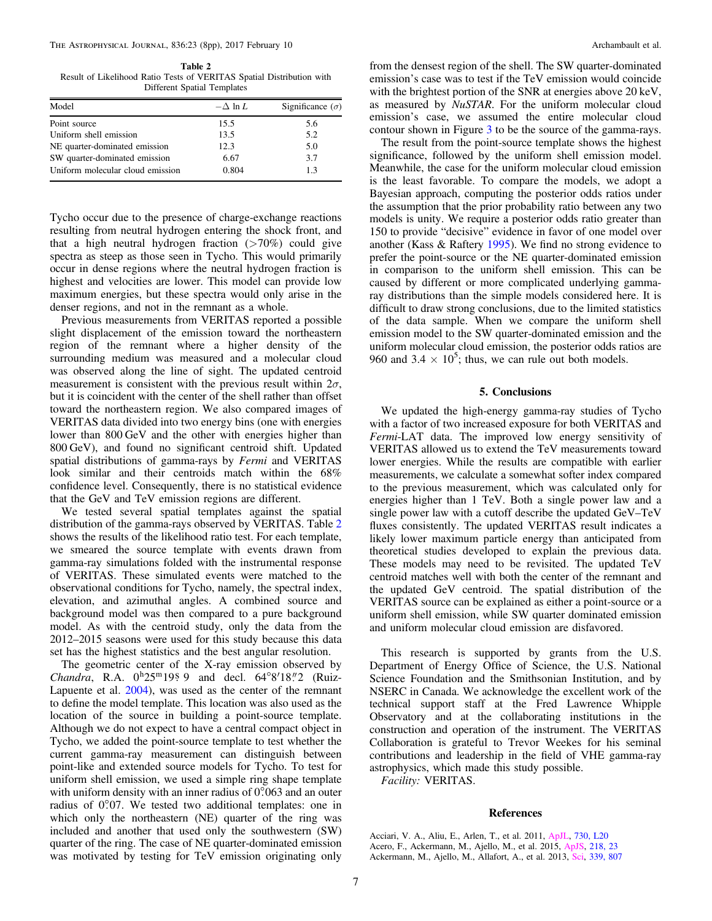**Table 2**
Result of Likelihood Ratio Tests of VERITAS Spatial Distribution with Different Spatial Templates

| Model | $-\Delta \ln L$ | Significance ($\sigma$) |
|---|---|---|
| Point source | 15.5 | 5.6 |
| Uniform shell emission | 13.5 | 5.2 |
| NE quarter-dominated emission | 12.3 | 5.0 |
| SW quarter-dominated emission | 6.67 | 3.7 |
| Uniform molecular cloud emission | 0.804 | 1.3 |

Tycho occur due to the presence of charge-exchange reactions resulting from neutral hydrogen entering the shock front, and that a high neutral hydrogen fraction (>70%) could give spectra as steep as those seen in Tycho. This would primarily occur in dense regions where the neutral hydrogen fraction is highest and velocities are lower. This model can provide low maximum energies, but these spectra would only arise in the denser regions, and not in the remnant as a whole.

Previous measurements from VERITAS reported a possible slight displacement of the emission toward the northeastern region of the remnant where a higher density of the surrounding medium was measured and a molecular cloud was observed along the line of sight. The updated centroid measurement is consistent with the previous result within $2\sigma$, but it is coincident with the center of the shell rather than offset toward the northeastern region. We also compared images of VERITAS data divided into two energy bins (one with energies lower than 800 GeV and the other with energies higher than 800 GeV), and found no significant centroid shift. Updated spatial distributions of gamma-rays by *Fermi* and VERITAS look similar and their centroids match within the 68% confidence level. Consequently, there is no statistical evidence that the GeV and TeV emission regions are different.

We tested several spatial templates against the spatial distribution of the gamma-rays observed by VERITAS. Table 2 shows the results of the likelihood ratio test. For each template, we smeared the source template with events drawn from gamma-ray simulations folded with the instrumental response of VERITAS. These simulated events were matched to the observational conditions for Tycho, namely, the spectral index, elevation, and azimuthal angles. A combined source and background model was then compared to a pure background model. As with the centroid study, only the data from the 2012–2015 seasons were used for this study because this data set has the highest statistics and the best angular resolution.

The geometric center of the X-ray emission observed by *Chandra*, R.A. $0^{h}25^{m}19^{s}.9$ and decl. $64°8'18''.2$ (Ruiz-Lapuente et al. 2004), was used as the center of the remnant to define the model template. This location was also used as the location of the source in building a point-source template. Although we do not expect to have a central compact object in Tycho, we added the point-source template to test whether the current gamma-ray measurement can distinguish between point-like and extended source models for Tycho. To test for uniform shell emission, we used a simple ring shape template with uniform density with an inner radius of $0°.063$ and an outer radius of $0°.07$. We tested two additional templates: one in which only the northeastern (NE) quarter of the ring was included and another that used only the southwestern (SW) quarter of the ring. The case of NE quarter-dominated emission was motivated by testing for TeV emission originating only from the densest region of the shell. The SW quarter-dominated emission's case was to test if the TeV emission would coincide with the brightest portion of the SNR at energies above 20 keV, as measured by *NuSTAR*. For the uniform molecular cloud emission's case, we assumed the entire molecular cloud contour shown in Figure 3 to be the source of the gamma-rays.

The result from the point-source template shows the highest significance, followed by the uniform shell emission model. Meanwhile, the case for the uniform molecular cloud emission is the least favorable. To compare the models, we adopt a Bayesian approach, computing the posterior odds ratios under the assumption that the prior probability ratio between any two models is unity. We require a posterior odds ratio greater than 150 to provide "decisive" evidence in favor of one model over another (Kass & Raftery 1995). We find no strong evidence to prefer the point-source or the NE quarter-dominated emission in comparison to the uniform shell emission. This can be caused by different or more complicated underlying gamma-ray distributions than the simple models considered here. It is difficult to draw strong conclusions, due to the limited statistics of the data sample. When we compare the uniform shell emission model to the SW quarter-dominated emission and the uniform molecular cloud emission, the posterior odds ratios are 960 and $3.4 \times 10^{5}$; thus, we can rule out both models.

## 5. Conclusions

We updated the high-energy gamma-ray studies of Tycho with a factor of two increased exposure for both VERITAS and *Fermi*-LAT data. The improved low energy sensitivity of VERITAS allowed us to extend the TeV measurements toward lower energies. While the results are compatible with earlier measurements, we calculate a somewhat softer index compared to the previous measurement, which was calculated only for energies higher than 1 TeV. Both a single power law and a single power law with a cutoff describe the updated GeV–TeV fluxes consistently. The updated VERITAS result indicates a likely lower maximum particle energy than anticipated from theoretical studies developed to explain the previous data. These models may need to be revisited. The updated TeV centroid matches well with both the center of the remnant and the updated GeV centroid. The spatial distribution of the VERITAS source can be explained as either a point-source or a uniform shell emission, while SW quarter dominated emission and uniform molecular cloud emission are disfavored.

This research is supported by grants from the U.S. Department of Energy Office of Science, the U.S. National Science Foundation and the Smithsonian Institution, and by NSERC in Canada. We acknowledge the excellent work of the technical support staff at the Fred Lawrence Whipple Observatory and at the collaborating institutions in the construction and operation of the instrument. The VERITAS Collaboration is grateful to Trevor Weekes for his seminal contributions and leadership in the field of VHE gamma-ray astrophysics, which made this study possible.

*Facility:* VERITAS.

## References

Acciari, V. A., Aliu, E., Arlen, T., et al. 2011, ApJL, 730, L20
Acero, F., Ackermann, M., Ajello, M., et al. 2015, ApJS, 218, 23
Ackermann, M., Ajello, M., Allafort, A., et al. 2013, Sci, 339, 807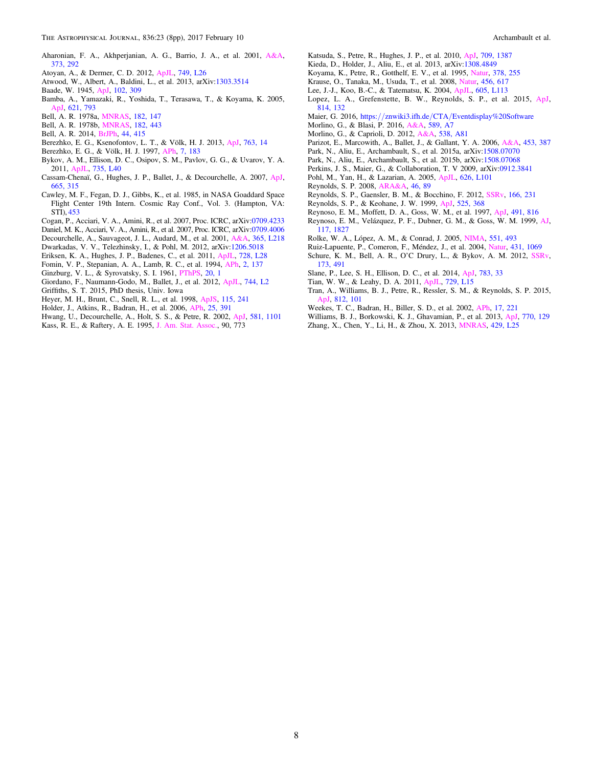Aharonian, F. A., Akhperjanian, A. G., Barrio, J. A., et al. 2001, A&A, 373, 292

Atoyan, A., & Dermer, C. D. 2012, ApJL, 749, L26

Atwood, W., Albert, A., Baldini, L., et al. 2013, arXiv:1303.3514

Baade, W. 1945, ApJ, 102, 309

Bamba, A., Yamazaki, R., Yoshida, T., Terasawa, T., & Koyama, K. 2005, ApJ, 621, 793

Bell, A. R. 1978a, MNRAS, 182, 147

Bell, A. R. 1978b, MNRAS, 182, 443

Bell, A. R. 2014, BrJPh, 44, 415

Berezhko, E. G., Ksenofontov, L. T., & Völk, H. J. 2013, ApJ, 763, 14

Berezhko, E. G., & Völk, H. J. 1997, APh, 7, 183

Bykov, A. M., Ellison, D. C., Osipov, S. M., Pavlov, G. G., & Uvarov, Y. A. 2011, ApJL, 735, L40

Cassam-Chenaï, G., Hughes, J. P., Ballet, J., & Decourchelle, A. 2007, ApJ, 665, 315

Cawley, M. F., Fegan, D. J., Gibbs, K., et al. 1985, in NASA Goaddard Space Flight Center 19th Intern. Cosmic Ray Conf., Vol. 3. (Hampton, VA: STI), 453

Cogan, P., Acciari, V. A., Amini, R., et al. 2007, Proc. ICRC, arXiv:0709.4233

Daniel, M. K., Acciari, V. A., Amini, R., et al. 2007, Proc. ICRC, arXiv:0709.4006

Decourchelle, A., Sauvageot, J. L., Audard, M., et al. 2001, A&A, 365, L218

Dwarkadas, V. V., Telezhinsky, I., & Pohl, M. 2012, arXiv:1206.5018

Eriksen, K. A., Hughes, J. P., Badenes, C., et al. 2011, ApJL, 728, L28

Fomin, V. P., Stepanian, A. A., Lamb, R. C., et al. 1994, APh, 2, 137

Ginzburg, V. L., & Syrovatsky, S. I. 1961, PThPS, 20, 1

Giordano, F., Naumann-Godo, M., Ballet, J., et al. 2012, ApJL, 744, L2

Griffiths, S. T. 2015, PhD thesis, Univ. Iowa

Heyer, M. H., Brunt, C., Snell, R. L., et al. 1998, ApJS, 115, 241

Holder, J., Atkins, R., Badran, H., et al. 2006, APh, 25, 391

Hwang, U., Decourchelle, A., Holt, S. S., & Petre, R. 2002, ApJ, 581, 1101

Kass, R. E., & Raftery, A. E. 1995, J. Am. Stat. Assoc., 90, 773

Katsuda, S., Petre, R., Hughes, J. P., et al. 2010, ApJ, 709, 1387

Kieda, D., Holder, J., Aliu, E., et al. 2013, arXiv:1308.4849

Koyama, K., Petre, R., Gotthelf, E. V., et al. 1995, Natur, 378, 255

Krause, O., Tanaka, M., Usuda, T., et al. 2008, Natur, 456, 617

Lee, J.-J., Koo, B.-C., & Tatematsu, K. 2004, ApJL, 605, L113

Lopez, L. A., Grefenstette, B. W., Reynolds, S. P., et al. 2015, ApJ, 814, 132

Maier, G. 2016, https://znwiki3.ifh.de/CTA/Eventdisplay%20Software

Morlino, G., & Blasi, P. 2016, A&A, 589, A7

Morlino, G., & Caprioli, D. 2012, A&A, 538, A81

Parizot, E., Marcowith, A., Ballet, J., & Gallant, Y. A. 2006, A&A, 453, 387

Park, N., Aliu, E., Archambault, S., et al. 2015a, arXiv:1508.07070

Park, N., Aliu, E., Archambault, S., et al. 2015b, arXiv:1508.07068

Perkins, J. S., Maier, G., & Collaboration, T. V 2009, arXiv:0912.3841

Pohl, M., Yan, H., & Lazarian, A. 2005, ApJL, 626, L101

Reynolds, S. P. 2008, ARA&A, 46, 89

Reynolds, S. P., Gaensler, B. M., & Bocchino, F. 2012, SSRv, 166, 231

Reynolds, S. P., & Keohane, J. W. 1999, ApJ, 525, 368

Reynoso, E. M., Moffett, D. A., Goss, W. M., et al. 1997, ApJ, 491, 816

Reynoso, E. M., Velázquez, P. F., Dubner, G. M., & Goss, W. M. 1999, AJ, 117, 1827

Rolke, W. A., López, A. M., & Conrad, J. 2005, NIMA, 551, 493

Ruiz-Lapuente, P., Comeron, F., Méndez, J., et al. 2004, Natur, 431, 1069

Schure, K. M., Bell, A. R., O'C Drury, L., & Bykov, A. M. 2012, SSRv, 173, 491

Slane, P., Lee, S. H., Ellison, D. C., et al. 2014, ApJ, 783, 33

Tian, W. W., & Leahy, D. A. 2011, ApJL, 729, L15

Tran, A., Williams, B. J., Petre, R., Ressler, S. M., & Reynolds, S. P. 2015, ApJ, 812, 101

Weekes, T. C., Badran, H., Biller, S. D., et al. 2002, APh, 17, 221

Williams, B. J., Borkowski, K. J., Ghavamian, P., et al. 2013, ApJ, 770, 129

Zhang, X., Chen, Y., Li, H., & Zhou, X. 2013, MNRAS, 429, L25